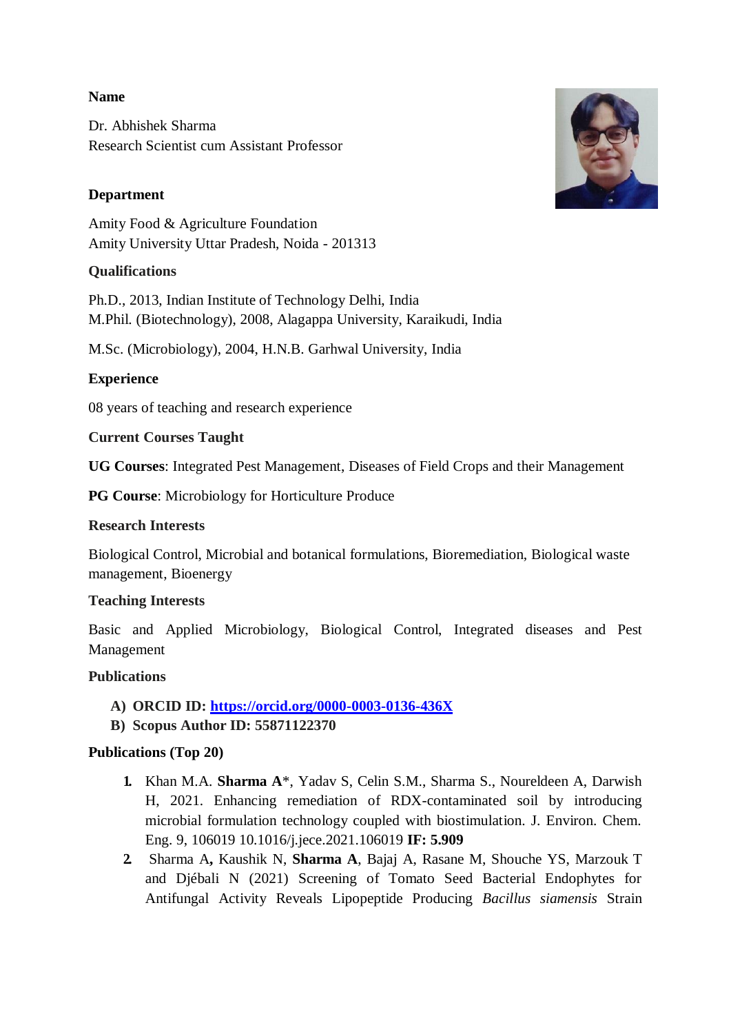**Name**

Dr. Abhishek Sharma
Research Scientist cum Assistant Professor

**Department**

Amity Food & Agriculture Foundation
Amity University Uttar Pradesh, Noida - 201313

**Qualifications**

Ph.D., 2013, Indian Institute of Technology Delhi, India
M.Phil. (Biotechnology), 2008, Alagappa University, Karaikudi, India

M.Sc. (Microbiology), 2004, H.N.B. Garhwal University, India

**Experience**

08 years of teaching and research experience

**Current Courses Taught**

**UG Courses**: Integrated Pest Management, Diseases of Field Crops and their Management

**PG Course**: Microbiology for Horticulture Produce

**Research Interests**

Biological Control, Microbial and botanical formulations, Bioremediation, Biological waste management, Bioenergy

**Teaching Interests**

Basic and Applied Microbiology, Biological Control, Integrated diseases and Pest Management

**Publications**

A) **ORCID ID: [https://orcid.org/0000-0003-0136-436X](https://orcid.org/0000-0003-0136-436X)**
B) **Scopus Author ID: 55871122370**

**Publications (Top 20)**

1. Khan M.A. **Sharma A**\*, Yadav S, Celin S.M., Sharma S., Noureldeen A, Darwish H, 2021. Enhancing remediation of RDX-contaminated soil by introducing microbial formulation technology coupled with biostimulation. J. Environ. Chem. Eng. 9, 106019 10.1016/j.jece.2021.106019 **IF: 5.909**
2. Sharma A**,** Kaushik N, **Sharma A**, Bajaj A, Rasane M, Shouche YS, Marzouk T and Djébali N (2021) Screening of Tomato Seed Bacterial Endophytes for Antifungal Activity Reveals Lipopeptide Producing *Bacillus siamensis* Strain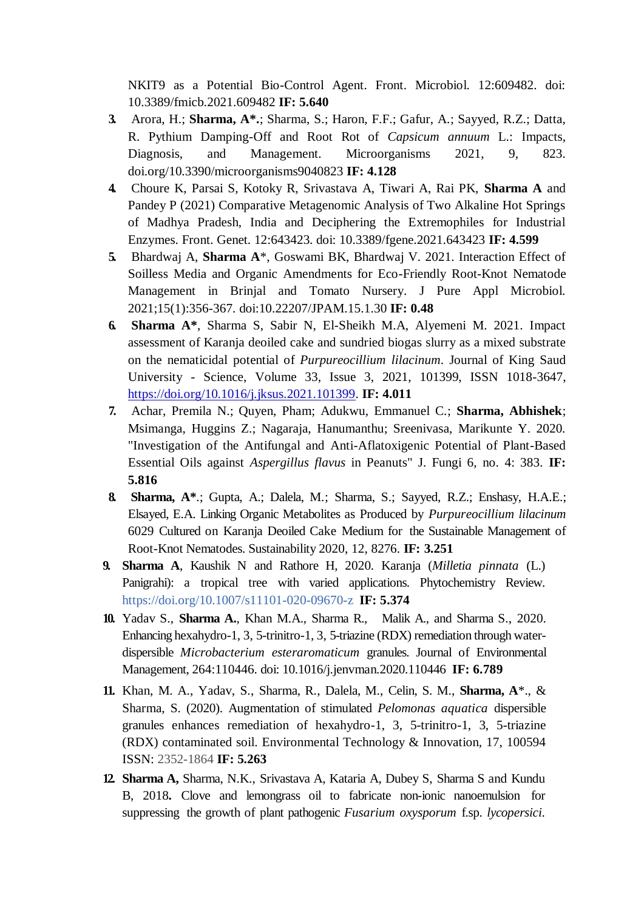NKIT9 as a Potential Bio-Control Agent. Front. Microbiol. 12:609482. doi: 10.3389/fmicb.2021.609482 **IF: 5.640**

3. Arora, H.; **Sharma, A\*.**; Sharma, S.; Haron, F.F.; Gafur, A.; Sayyed, R.Z.; Datta, R. Pythium Damping-Off and Root Rot of *Capsicum annuum* L.: Impacts, Diagnosis, and Management. Microorganisms 2021, 9, 823. doi.org/10.3390/microorganisms9040823 **IF: 4.128**
4. Choure K, Parsai S, Kotoky R, Srivastava A, Tiwari A, Rai PK, **Sharma A** and Pandey P (2021) Comparative Metagenomic Analysis of Two Alkaline Hot Springs of Madhya Pradesh, India and Deciphering the Extremophiles for Industrial Enzymes. Front. Genet. 12:643423. doi: 10.3389/fgene.2021.643423 **IF: 4.599**
5. Bhardwaj A, **Sharma A**\*, Goswami BK, Bhardwaj V. 2021. Interaction Effect of Soilless Media and Organic Amendments for Eco-Friendly Root-Knot Nematode Management in Brinjal and Tomato Nursery. J Pure Appl Microbiol. 2021;15(1):356-367. doi:10.22207/JPAM.15.1.30 **IF: 0.48**
6. **Sharma A\***, Sharma S, Sabir N, El-Sheikh M.A, Alyemeni M. 2021. Impact assessment of Karanja deoiled cake and sundried biogas slurry as a mixed substrate on the nematicidal potential of *Purpureocillium lilacinum*. Journal of King Saud University - Science, Volume 33, Issue 3, 2021, 101399, ISSN 1018-3647, https://doi.org/10.1016/j.jksus.2021.101399. **IF: 4.011**
7. Achar, Premila N.; Quyen, Pham; Adukwu, Emmanuel C.; **Sharma, Abhishek**; Msimanga, Huggins Z.; Nagaraja, Hanumanthu; Sreenivasa, Marikunte Y. 2020. "Investigation of the Antifungal and Anti-Aflatoxigenic Potential of Plant-Based Essential Oils against *Aspergillus flavus* in Peanuts" J. Fungi 6, no. 4: 383. **IF: 5.816**
8. **Sharma, A\***.; Gupta, A.; Dalela, M.; Sharma, S.; Sayyed, R.Z.; Enshasy, H.A.E.; Elsayed, E.A. Linking Organic Metabolites as Produced by *Purpureocillium lilacinum* 6029 Cultured on Karanja Deoiled Cake Medium for the Sustainable Management of Root-Knot Nematodes. Sustainability 2020, 12, 8276. **IF: 3.251**
9. **Sharma A**, Kaushik N and Rathore H, 2020. Karanja (*Milletia pinnata* (L.) Panigrahi): a tropical tree with varied applications. Phytochemistry Review. https://doi.org/10.1007/s11101-020-09670-z **IF: 5.374**
10. Yadav S., **Sharma A.**, Khan M.A., Sharma R., Malik A., and Sharma S., 2020. Enhancing hexahydro-1, 3, 5-trinitro-1, 3, 5-triazine (RDX) remediation through water-dispersible *Microbacterium esteraromaticum* granules. Journal of Environmental Management, 264:110446. doi: 10.1016/j.jenvman.2020.110446 **IF: 6.789**
11. Khan, M. A., Yadav, S., Sharma, R., Dalela, M., Celin, S. M., **Sharma, A**\*., & Sharma, S. (2020). Augmentation of stimulated *Pelomonas aquatica* dispersible granules enhances remediation of hexahydro-1, 3, 5-trinitro-1, 3, 5-triazine (RDX) contaminated soil. Environmental Technology & Innovation, 17, 100594 ISSN: 2352-1864 **IF: 5.263**
12. **Sharma A,** Sharma, N.K., Srivastava A, Kataria A, Dubey S, Sharma S and Kundu B, 2018**.** Clove and lemongrass oil to fabricate non-ionic nanoemulsion for suppressing the growth of plant pathogenic *Fusarium oxysporum* f.sp. *lycopersici*.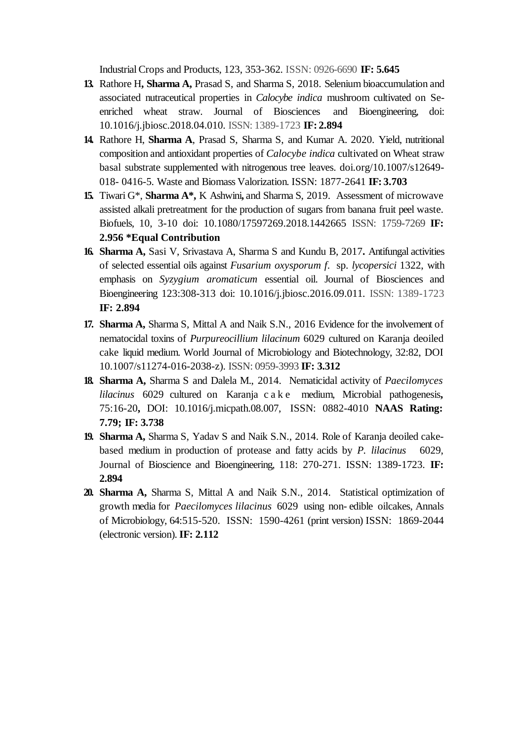Industrial Crops and Products, 123, 353-362. ISSN: 0926-6690 **IF: 5.645**

13. Rathore H**, Sharma A,** Prasad S, and Sharma S, 2018. Selenium bioaccumulation and associated nutraceutical properties in *Calocybe indica* mushroom cultivated on Se-enriched wheat straw. Journal of Biosciences and Bioengineering, doi: 10.1016/j.jbiosc.2018.04.010. ISSN: 1389-1723 **IF: 2.894**
14. Rathore H, **Sharma A**, Prasad S, Sharma S, and Kumar A. 2020. Yield, nutritional composition and antioxidant properties of *Calocybe indica* cultivated on Wheat straw basal substrate supplemented with nitrogenous tree leaves. doi.org/10.1007/s12649-018- 0416-5. Waste and Biomass Valorization. ISSN: 1877-2641 **IF: 3.703**
15. Tiwari G*, **Sharma A*,** K Ashwini**,** and Sharma S, 2019. Assessment of microwave assisted alkali pretreatment for the production of sugars from banana fruit peel waste. Biofuels, 10, 3-10 doi: 10.1080/17597269.2018.1442665 ISSN: 1759-7269 **IF: 2.956 *Equal Contribution**
16. **Sharma A,** Sasi V, Srivastava A, Sharma S and Kundu B, 2017**.** Antifungal activities of selected essential oils against *Fusarium oxysporum f.* sp. *lycopersici* 1322, with emphasis on *Syzygium aromaticum* essential oil. Journal of Biosciences and Bioengineering 123:308-313 doi: 10.1016/j.jbiosc.2016.09.011. ISSN: 1389-1723 **IF: 2.894**
17. **Sharma A,** Sharma S, Mittal A and Naik S.N., 2016 Evidence for the involvement of nematocidal toxins of *Purpureocillium lilacinum* 6029 cultured on Karanja deoiled cake liquid medium. World Journal of Microbiology and Biotechnology, 32:82, DOI 10.1007/s11274-016-2038-z). ISSN: 0959-3993 **IF: 3.312**
18. **Sharma A,** Sharma S and Dalela M., 2014. Nematicidal activity of *Paecilomyces lilacinus* 6029 cultured on Karanja cake medium, Microbial pathogenesis**,** 75:16-20**,** DOI: 10.1016/j.micpath.08.007, ISSN: 0882-4010 **NAAS Rating: 7.79; IF: 3.738**
19. **Sharma A,** Sharma S, Yadav S and Naik S.N., 2014. Role of Karanja deoiled cake-based medium in production of protease and fatty acids by *P. lilacinus* 6029, Journal of Bioscience and Bioengineering, 118: 270-271. ISSN: 1389-1723. **IF: 2.894**
20. **Sharma A,** Sharma S, Mittal A and Naik S.N., 2014. Statistical optimization of growth media for *Paecilomyces lilacinus* 6029 using non- edible oilcakes, Annals of Microbiology, 64:515-520. ISSN: 1590-4261 (print version) ISSN: 1869-2044 (electronic version). **IF: 2.112**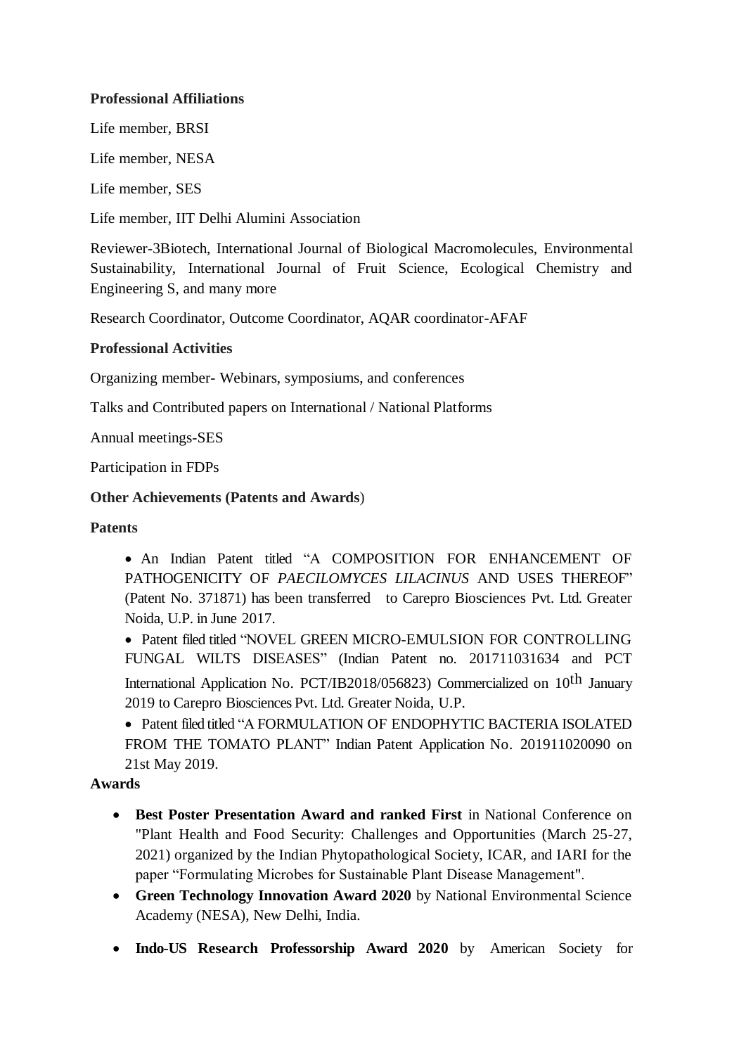**Professional Affiliations**

Life member, BRSI

Life member, NESA

Life member, SES

Life member, IIT Delhi Alumini Association

Reviewer-3Biotech, International Journal of Biological Macromolecules, Environmental Sustainability, International Journal of Fruit Science, Ecological Chemistry and Engineering S, and many more

Research Coordinator, Outcome Coordinator, AQAR coordinator-AFAF

**Professional Activities**

Organizing member- Webinars, symposiums, and conferences

Talks and Contributed papers on International / National Platforms

Annual meetings-SES

Participation in FDPs

**Other Achievements (Patents and Awards**)

**Patents**

- An Indian Patent titled "A COMPOSITION FOR ENHANCEMENT OF PATHOGENICITY OF *PAECILOMYCES LILACINUS* AND USES THEREOF" (Patent No. 371871) has been transferred to Carepro Biosciences Pvt. Ltd. Greater Noida, U.P. in June 2017.
- Patent filed titled "NOVEL GREEN MICRO-EMULSION FOR CONTROLLING FUNGAL WILTS DISEASES" (Indian Patent no. 201711031634 and PCT International Application No. PCT/IB2018/056823) Commercialized on 10$^{th}$ January 2019 to Carepro Biosciences Pvt. Ltd. Greater Noida, U.P.
- Patent filed titled "A FORMULATION OF ENDOPHYTIC BACTERIA ISOLATED FROM THE TOMATO PLANT" Indian Patent Application No. 201911020090 on 21st May 2019.

**Awards**

- **Best Poster Presentation Award and ranked First** in National Conference on "Plant Health and Food Security: Challenges and Opportunities (March 25-27, 2021) organized by the Indian Phytopathological Society, ICAR, and IARI for the paper "Formulating Microbes for Sustainable Plant Disease Management".
- **Green Technology Innovation Award 2020** by National Environmental Science Academy (NESA), New Delhi, India.
- **Indo-US Research Professorship Award 2020** by American Society for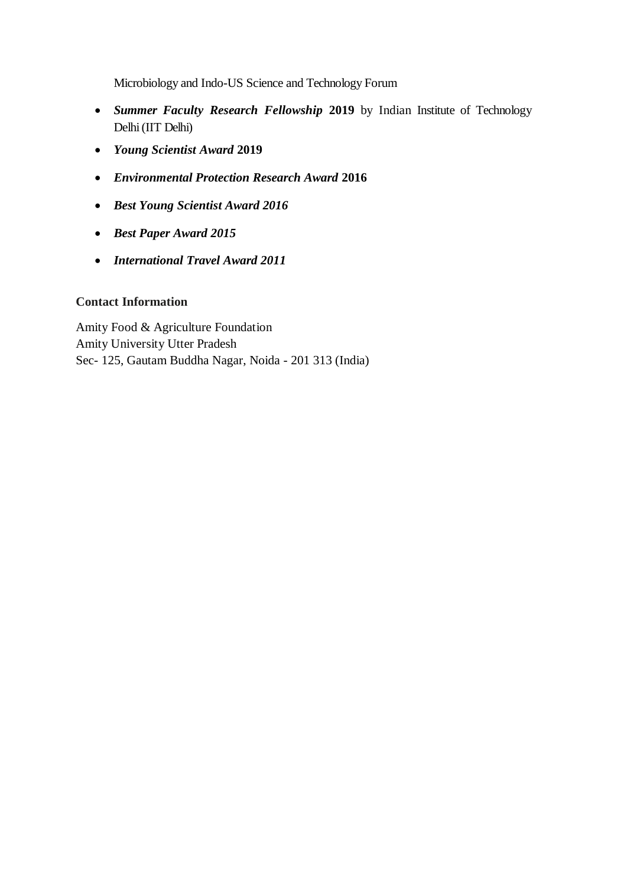Microbiology and Indo-US Science and Technology Forum

- ***Summer Faculty Research Fellowship* 2019** by Indian Institute of Technology Delhi (IIT Delhi)
- ***Young Scientist Award* 2019**
- ***Environmental Protection Research Award* 2016**
- ***Best Young Scientist Award 2016***
- ***Best Paper Award 2015***
- ***International Travel Award 2011***

**Contact Information**

Amity Food & Agriculture Foundation
Amity University Utter Pradesh
Sec- 125, Gautam Buddha Nagar, Noida - 201 313 (India)